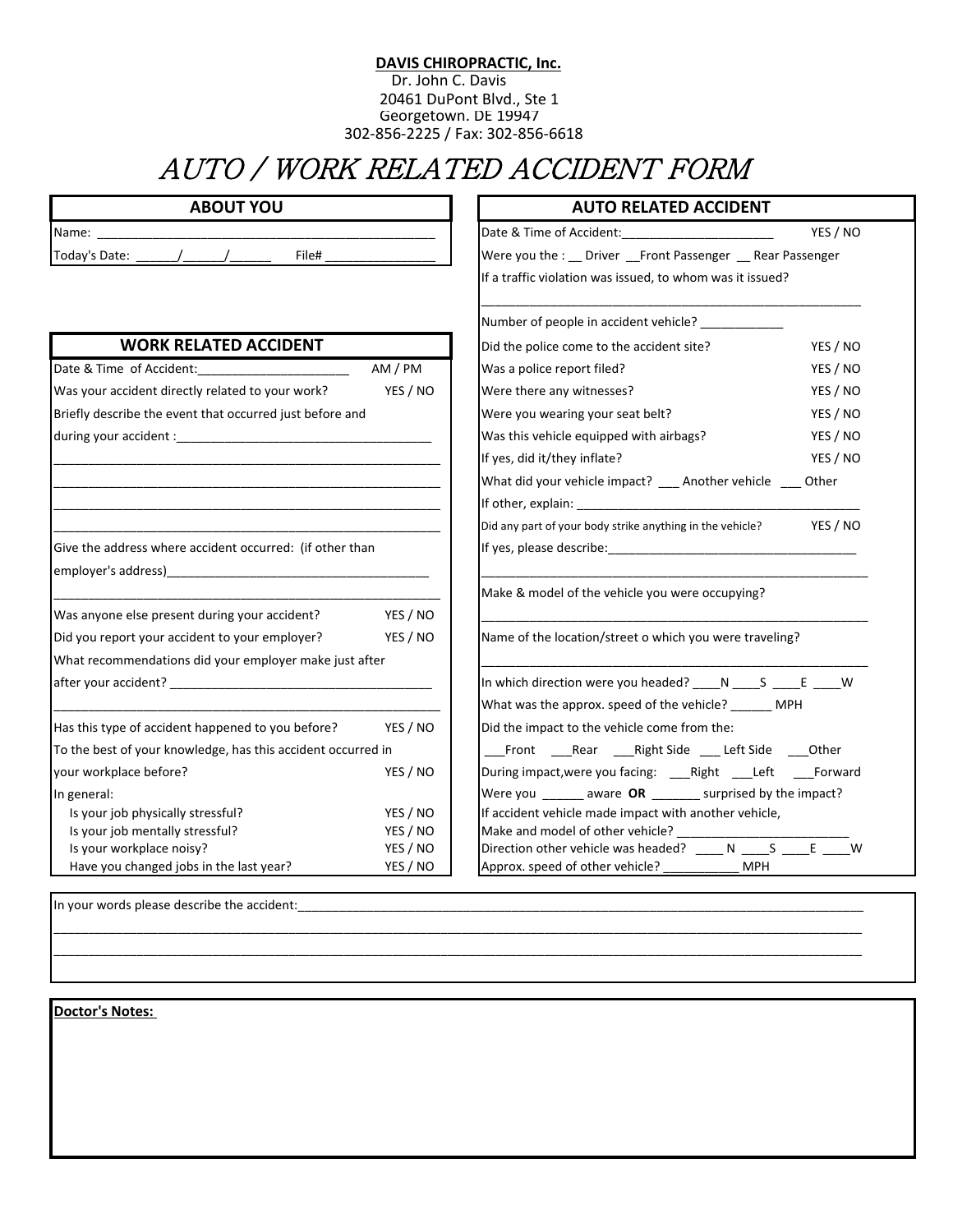**DAVIS CHIROPRACTIC, Inc.**
Dr. John C. Davis
20461 DuPont Blvd., Ste 1
Georgetown. DE 19947
302-856-2225 / Fax: 302-856-6618

# AUTO / WORK RELATED ACCIDENT FORM

## ABOUT YOU

Name: ________________________________________________

Today's Date: ______/______/______ File# _______________

## WORK RELATED ACCIDENT

Date & Time of Accident:______________________ AM / PM

Was your accident directly related to your work? YES / NO

Briefly describe the event that occurred just before and during your accident :____________________________________
_______________________________________________________
_______________________________________________________
_______________________________________________________
_______________________________________________________

Give the address where accident occurred: (if other than employer's address)_____________________________________
_______________________________________________________

Was anyone else present during your accident? YES / NO

Did you report your accident to your employer? YES / NO

What recommendations did your employer make just after after your accident? _____________________________________
_______________________________________________________

Has this type of accident happened to you before? YES / NO

To the best of your knowledge, has this accident occurred in your workplace before? YES / NO

In general:

- Is your job physically stressful? YES / NO
- Is your job mentally stressful? YES / NO
- Is your workplace noisy? YES / NO
- Have you changed jobs in the last year? YES / NO

## AUTO RELATED ACCIDENT

Date & Time of Accident:______________________ YES / NO

Were you the : __ Driver __Front Passenger __ Rear Passenger

If a traffic violation was issued, to whom was it issued?
_______________________________________________________

Number of people in accident vehicle? ___________

Did the police come to the accident site? YES / NO

Was a police report filed? YES / NO

Were there any witnesses? YES / NO

Were you wearing your seat belt? YES / NO

Was this vehicle equipped with airbags? YES / NO

If yes, did it/they inflate? YES / NO

What did your vehicle impact? ___ Another vehicle ___ Other

If other, explain: ________________________________________

Did any part of your body strike anything in the vehicle? YES / NO

If yes, please describe:___________________________________
_______________________________________________________

Make & model of the vehicle you were occupying?
_______________________________________________________

Name of the location/street o which you were traveling?
_______________________________________________________

In which direction were you headed? ____N ____S ____E ____W

What was the approx. speed of the vehicle? ______ MPH

Did the impact to the vehicle come from the:

___Front ___Rear ___Right Side ___ Left Side ___Other

During impact,were you facing: ___Right ___Left ___Forward

Were you ______ aware **OR** _______ surprised by the impact?

If accident vehicle made impact with another vehicle,

Make and model of other vehicle? ________________________

Direction other vehicle was headed? ____ N ____S ____E ____W

Approx. speed of other vehicle? __________ MPH

In your words please describe the accident:_________________________________________________________________________________
_____________________________________________________________________________________________________________
_____________________________________________________________________________________________________________

**Doctor's Notes:**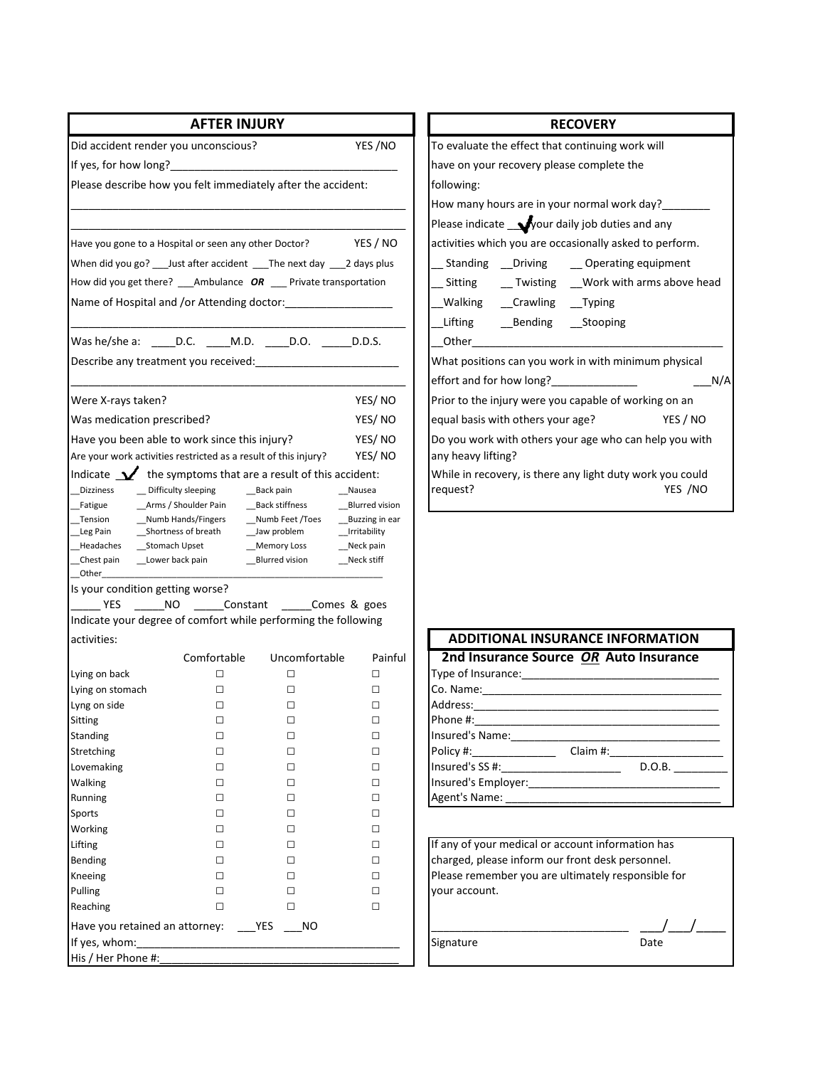## AFTER INJURY

Did accident render you unconscious? YES /NO

If yes, for how long?_____________________________________

Please describe how you felt immediately after the accident:

_______________________________________________________

_______________________________________________________

Have you gone to a Hospital or seen any other Doctor? YES / NO

When did you go? ___Just after accident ___The next day ___2 days plus

How did you get there? ___Ambulance ***OR*** ___ Private transportation

Name of Hospital and /or Attending doctor:_________________

_______________________________________________________

Was he/she a: ____D.C. ____M.D. ____D.O. _____D.D.S.

Describe any treatment you received:_______________________

_______________________________________________________

Were X-rays taken? YES/ NO

Was medication prescribed? YES/ NO

Have you been able to work since this injury? YES/ NO

Are your work activities restricted as a result of this injury? YES/ NO

Indicate ✓ the symptoms that are a result of this accident:

| | | | |
|---|---|---|---|
| __Dizziness | __ Difficulty sleeping | __Back pain | __Nausea |
| __Fatigue | __Arms / Shoulder Pain | __Back stiffness | __Blurred vision |
| __Tension | __Numb Hands/Fingers | __Numb Feet /Toes | __Buzzing in ear |
| __Leg Pain | __Shortness of breath | __Jaw problem | __Irritability |
| __Headaches | __Stomach Upset | __Memory Loss | __Neck pain |
| __Chest pain | __Lower back pain | __Blurred vision | __Neck stiff |

__Other________________________________________________

Is your condition getting worse?

_____ YES _____NO _____Constant _____Comes & goes

Indicate your degree of comfort while performing the following activities:

| | Comfortable | Uncomfortable | Painful |
|---|---|---|---|
| Lying on back | ☐ | ☐ | ☐ |
| Lying on stomach | ☐ | ☐ | ☐ |
| Lyng on side | ☐ | ☐ | ☐ |
| Sitting | ☐ | ☐ | ☐ |
| Standing | ☐ | ☐ | ☐ |
| Stretching | ☐ | ☐ | ☐ |
| Lovemaking | ☐ | ☐ | ☐ |
| Walking | ☐ | ☐ | ☐ |
| Running | ☐ | ☐ | ☐ |
| Sports | ☐ | ☐ | ☐ |
| Working | ☐ | ☐ | ☐ |
| Lifting | ☐ | ☐ | ☐ |
| Bending | ☐ | ☐ | ☐ |
| Kneeing | ☐ | ☐ | ☐ |
| Pulling | ☐ | ☐ | ☐ |
| Reaching | ☐ | ☐ | ☐ |

Have you retained an attorney: ___YES ___NO

If yes, whom:____________________________________________

His / Her Phone #:_______________________________________

## RECOVERY

To evaluate the effect that continuing work will have on your recovery please complete the following:

How many hours are in your normal work day?________

Please indicate ✓ your daily job duties and any activities which you are occasionally asked to perform.

| | | |
|---|---|---|
| __ Standing | __Driving | __ Operating equipment |
| __ Sitting | __ Twisting | __Work with arms above head |
| __Walking | __Crawling | __Typing |
| __Lifting | __Bending | __Stooping |

__Other__________________________________________

What positions can you work in with minimum physical effort and for how long?______________ ___N/A

Prior to the injury were you capable of working on an equal basis with others your age? YES / NO

Do you work with others your age who can help you with any heavy lifting?

While in recovery, is there any light duty work you could request? YES /NO

## ADDITIONAL INSURANCE INFORMATION

### 2nd Insurance Source ***OR*** Auto Insurance

Type of Insurance:_________________________________

Co. Name:_____________________________________

Address:______________________________________

Phone #:______________________________________

Insured's Name:_________________________________

Policy #:______________ Claim #:___________________

Insured's SS #:___________________ D.O.B. _________

Insured's Employer:_______________________________

Agent's Name: __________________________________

If any of your medical or account information has charged, please inform our front desk personnel. Please remember you are ultimately responsible for your account.

_______________________________ ___/___/____

Signature Date